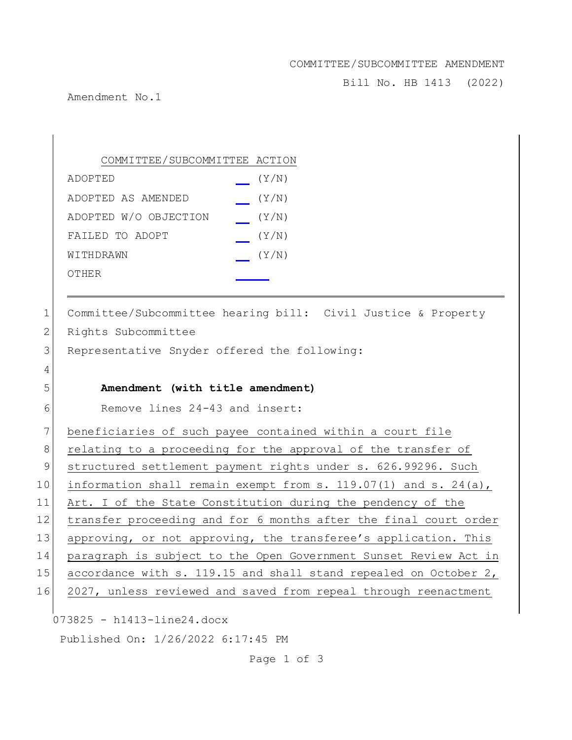COMMITTEE/SUBCOMMITTEE AMENDMENT

Bill No. HB 1413 (2022)

Amendment No.1

| COMMITTEE/SUBCOMMITTEE ACTION | |
|---|---|
| ADOPTED | ___ (Y/N) |
| ADOPTED AS AMENDED | ___ (Y/N) |
| ADOPTED W/O OBJECTION | ___ (Y/N) |
| FAILED TO ADOPT | ___ (Y/N) |
| WITHDRAWN | ___ (Y/N) |
| OTHER | ______ |

1 Committee/Subcommittee hearing bill: Civil Justice & Property
2 Rights Subcommittee
3 Representative Snyder offered the following:
4
5 **Amendment (with title amendment)**
6 Remove lines 24-43 and insert:
7 beneficiaries of such payee contained within a court file
8 relating to a proceeding for the approval of the transfer of
9 structured settlement payment rights under s. 626.99296. Such
10 information shall remain exempt from s. 119.07(1) and s. 24(a),
11 Art. I of the State Constitution during the pendency of the
12 transfer proceeding and for 6 months after the final court order
13 approving, or not approving, the transferee's application. This
14 paragraph is subject to the Open Government Sunset Review Act in
15 accordance with s. 119.15 and shall stand repealed on October 2,
16 2027, unless reviewed and saved from repeal through reenactment

073825 - h1413-line24.docx

Published On: 1/26/2022 6:17:45 PM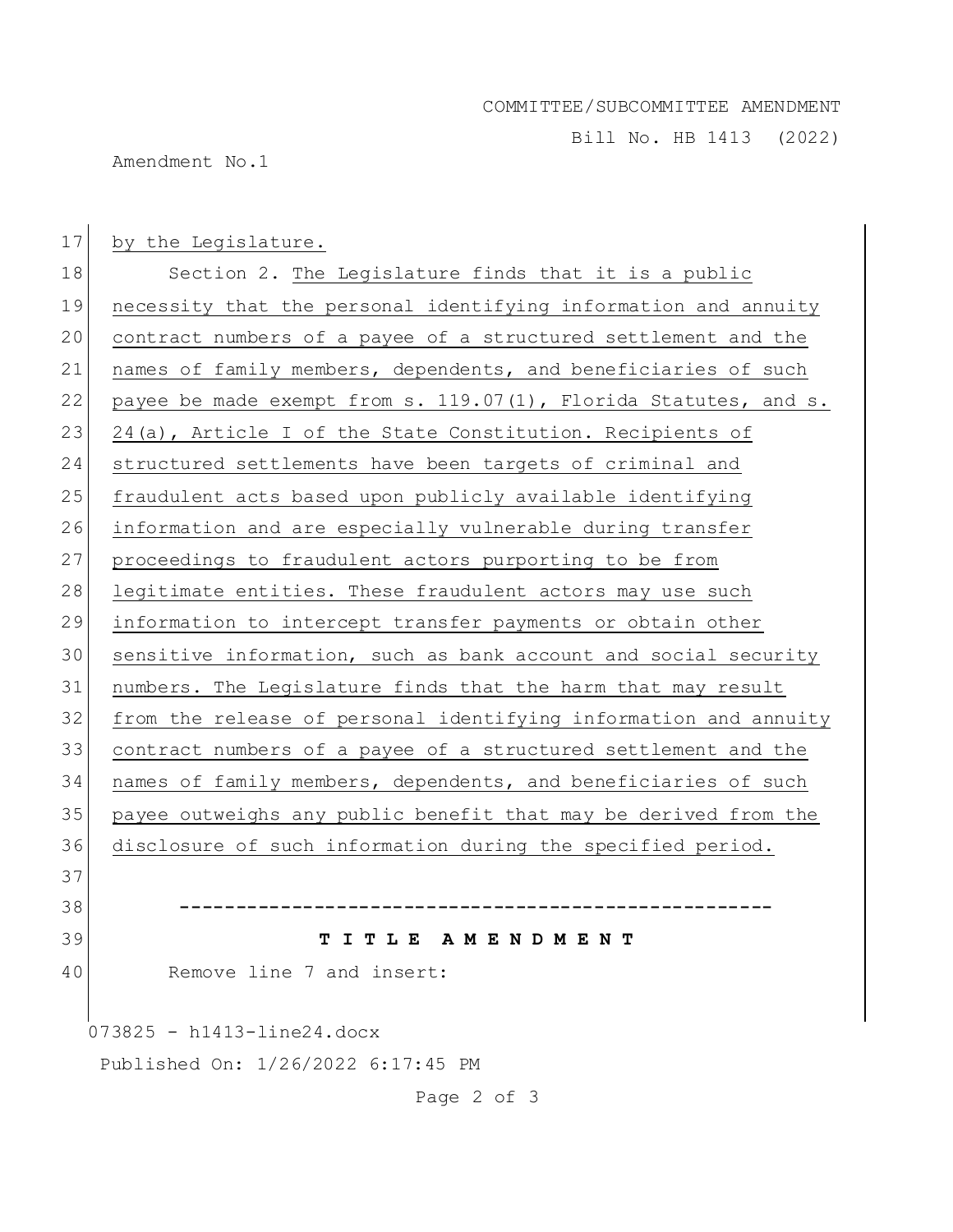by the Legislature.

Section 2. The Legislature finds that it is a public necessity that the personal identifying information and annuity contract numbers of a payee of a structured settlement and the names of family members, dependents, and beneficiaries of such payee be made exempt from s. 119.07(1), Florida Statutes, and s. 24(a), Article I of the State Constitution. Recipients of structured settlements have been targets of criminal and fraudulent acts based upon publicly available identifying information and are especially vulnerable during transfer proceedings to fraudulent actors purporting to be from legitimate entities. These fraudulent actors may use such information to intercept transfer payments or obtain other sensitive information, such as bank account and social security numbers. The Legislature finds that the harm that may result from the release of personal identifying information and annuity contract numbers of a payee of a structured settlement and the names of family members, dependents, and beneficiaries of such payee outweighs any public benefit that may be derived from the disclosure of such information during the specified period.

-----------------------------------------------------

**T I T L E A M E N D M E N T**

Remove line 7 and insert: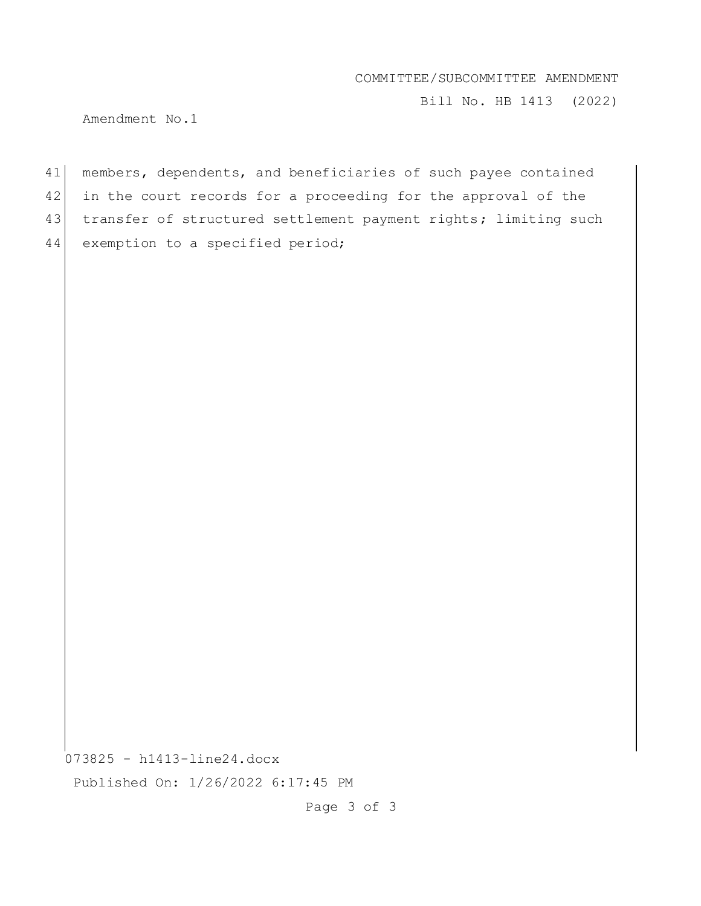members, dependents, and beneficiaries of such payee contained in the court records for a proceeding for the approval of the transfer of structured settlement payment rights; limiting such exemption to a specified period;

073825 - h1413-line24.docx

Published On: 1/26/2022 6:17:45 PM